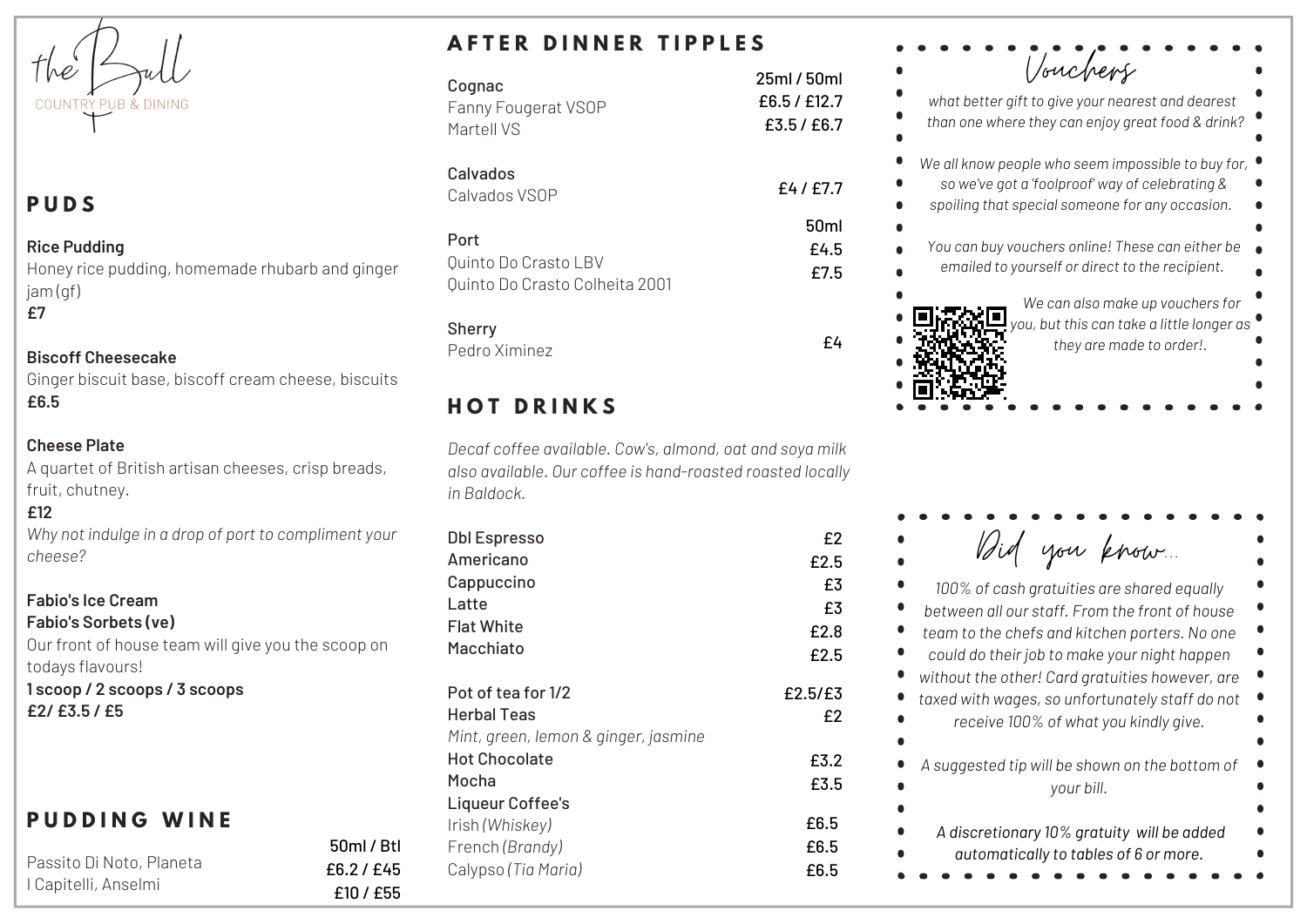# the Bull

COUNTRY PUB & DINING

## PUDS

**Rice Pudding**
Honey rice pudding, homemade rhubarb and ginger jam (gf)
**£7**

**Biscoff Cheesecake**
Ginger biscuit base, biscoff cream cheese, biscuits
**£6.5**

**Cheese Plate**
A quartet of British artisan cheeses, crisp breads, fruit, chutney.
**£12**
*Why not indulge in a drop of port to compliment your cheese?*

**Fabio's Ice Cream**
**Fabio's Sorbets (ve)**
Our front of house team will give you the scoop on todays flavours!
**1 scoop / 2 scoops / 3 scoops**
**£2/ £3.5 / £5**

## PUDDING WINE

| | 50ml / Btl |
|---|---|
| Passito Di Noto, Planeta | £6.2 / £45 |
| I Capitelli, Anselmi | £10 / £55 |

## AFTER DINNER TIPPLES

| | |
|---|---|
| **Cognac** | **25ml / 50ml** |
| Fanny Fougerat VSOP | £6.5 / £12.7 |
| Martell VS | £3.5 / £6.7 |
| **Calvados** | |
| Calvados VSOP | £4 / £7.7 |
| **Port** | **50ml** |
| Quinto Do Crasto LBV | £4.5 |
| Quinto Do Crasto Colheita 2001 | £7.5 |
| **Sherry** | |
| Pedro Ximinez | £4 |

## HOT DRINKS

*Decaf coffee available. Cow's, almond, oat and soya milk also available. Our coffee is hand-roasted roasted locally in Baldock.*

| | |
|---|---|
| **Dbl Espresso** | £2 |
| **Americano** | £2.5 |
| **Cappuccino** | £3 |
| **Latte** | £3 |
| **Flat White** | £2.8 |
| **Macchiato** | £2.5 |
| **Pot of tea for 1/2** | £2.5/£3 |
| **Herbal Teas** | £2 |
| *Mint, green, lemon & ginger, jasmine* | |
| **Hot Chocolate** | £3.2 |
| **Mocha** | £3.5 |
| **Liqueur Coffee's** | |
| Irish *(Whiskey)* | £6.5 |
| French *(Brandy)* | £6.5 |
| Calypso *(Tia Maria)* | £6.5 |

## Vouchers

*what better gift to give your nearest and dearest than one where they can enjoy great food & drink?*

*We all know people who seem impossible to buy for, so we've got a 'foolproof' way of celebrating & spoiling that special someone for any occasion.*

*You can buy vouchers online! These can either be emailed to yourself or direct to the recipient.*

*We can also make up vouchers for you, but this can take a little longer as they are made to order!.*

## Did you know...

*100% of cash gratuities are shared equally between all our staff. From the front of house team to the chefs and kitchen porters. No one could do their job to make your night happen without the other! Card gratuities however, are taxed with wages, so unfortunately staff do not receive 100% of what you kindly give.*

*A suggested tip will be shown on the bottom of your bill.*

*A discretionary 10% gratuity will be added automatically to tables of 6 or more.*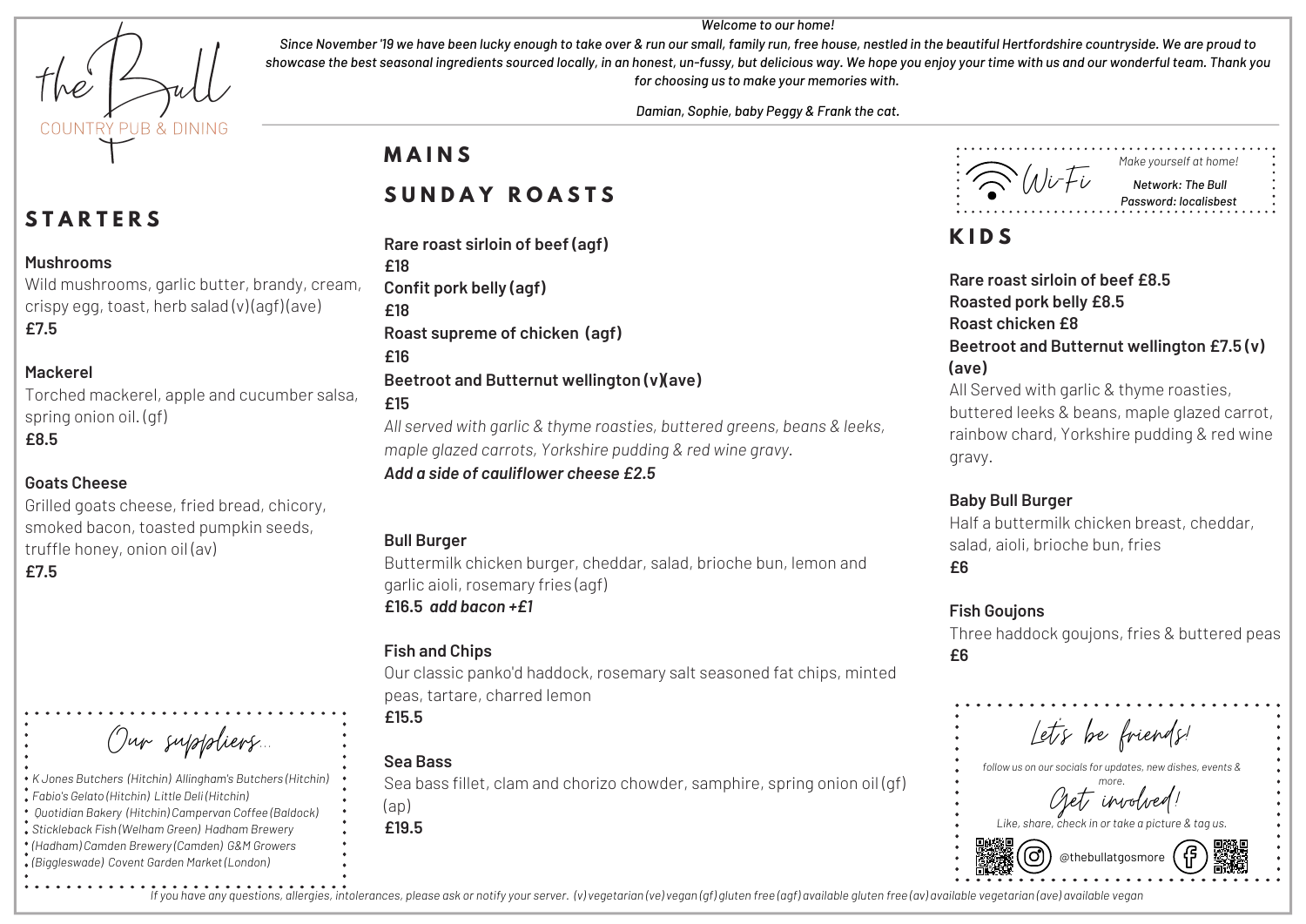# the Bull

COUNTRY PUB & DINING

*Welcome to our home!*

*Since November '19 we have been lucky enough to take over & run our small, family run, free house, nestled in the beautiful Hertfordshire countryside. We are proud to showcase the best seasonal ingredients sourced locally, in an honest, un-fussy, but delicious way. We hope you enjoy your time with us and our wonderful team. Thank you for choosing us to make your memories with.*

*Damian, Sophie, baby Peggy & Frank the cat.*

## STARTERS

**Mushrooms**
Wild mushrooms, garlic butter, brandy, cream, crispy egg, toast, herb salad (v)(agf)(ave)
**£7.5**

**Mackerel**
Torched mackerel, apple and cucumber salsa, spring onion oil. (gf)
**£8.5**

**Goats Cheese**
Grilled goats cheese, fried bread, chicory, smoked bacon, toasted pumpkin seeds, truffle honey, onion oil (av)
**£7.5**

*Our suppliers...*

*K Jones Butchers (Hitchin) Allingham's Butchers (Hitchin) Fabio's Gelato (Hitchin) Little Deli (Hitchin) Quotidian Bakery (Hitchin) Campervan Coffee (Baldock) Stickleback Fish (Welham Green) Hadham Brewery (Hadham) Camden Brewery (Camden) G&M Growers (Biggleswade) Covent Garden Market (London)*

## MAINS

## SUNDAY ROASTS

**Rare roast sirloin of beef (agf)**
**£18**
**Confit pork belly (agf)**
**£18**
**Roast supreme of chicken (agf)**
**£16**
**Beetroot and Butternut wellington (v)(ave)**
**£15**

*All served with garlic & thyme roasties, buttered greens, beans & leeks, maple glazed carrots, Yorkshire pudding & red wine gravy.*
***Add a side of cauliflower cheese £2.5***

**Bull Burger**
Buttermilk chicken burger, cheddar, salad, brioche bun, lemon and garlic aioli, rosemary fries (agf)
**£16.5** ***add bacon +£1***

**Fish and Chips**
Our classic panko'd haddock, rosemary salt seasoned fat chips, minted peas, tartare, charred lemon
**£15.5**

**Sea Bass**
Sea bass fillet, clam and chorizo chowder, samphire, spring onion oil (gf) (ap)
**£19.5**

Wi-Fi

*Make yourself at home!*
*Network: The Bull*
*Password: localisbest*

## KIDS

**Rare roast sirloin of beef £8.5**
**Roasted pork belly £8.5**
**Roast chicken £8**
**Beetroot and Butternut wellington £7.5 (v) (ave)**
All Served with garlic & thyme roasties, buttered leeks & beans, maple glazed carrot, rainbow chard, Yorkshire pudding & red wine gravy.

**Baby Bull Burger**
Half a buttermilk chicken breast, cheddar, salad, aioli, brioche bun, fries
**£6**

**Fish Goujons**
Three haddock goujons, fries & buttered peas
**£6**

*Let's be friends!*

*follow us on our socials for updates, new dishes, events & more.*

*Get involved!*

*Like, share, check in or take a picture & tag us.*

@thebullatgosmore

*If you have any questions, allergies, intolerances, please ask or notify your server. (v) vegetarian (ve) vegan (gf) gluten free (agf) available gluten free (av) available vegetarian (ave) available vegan*